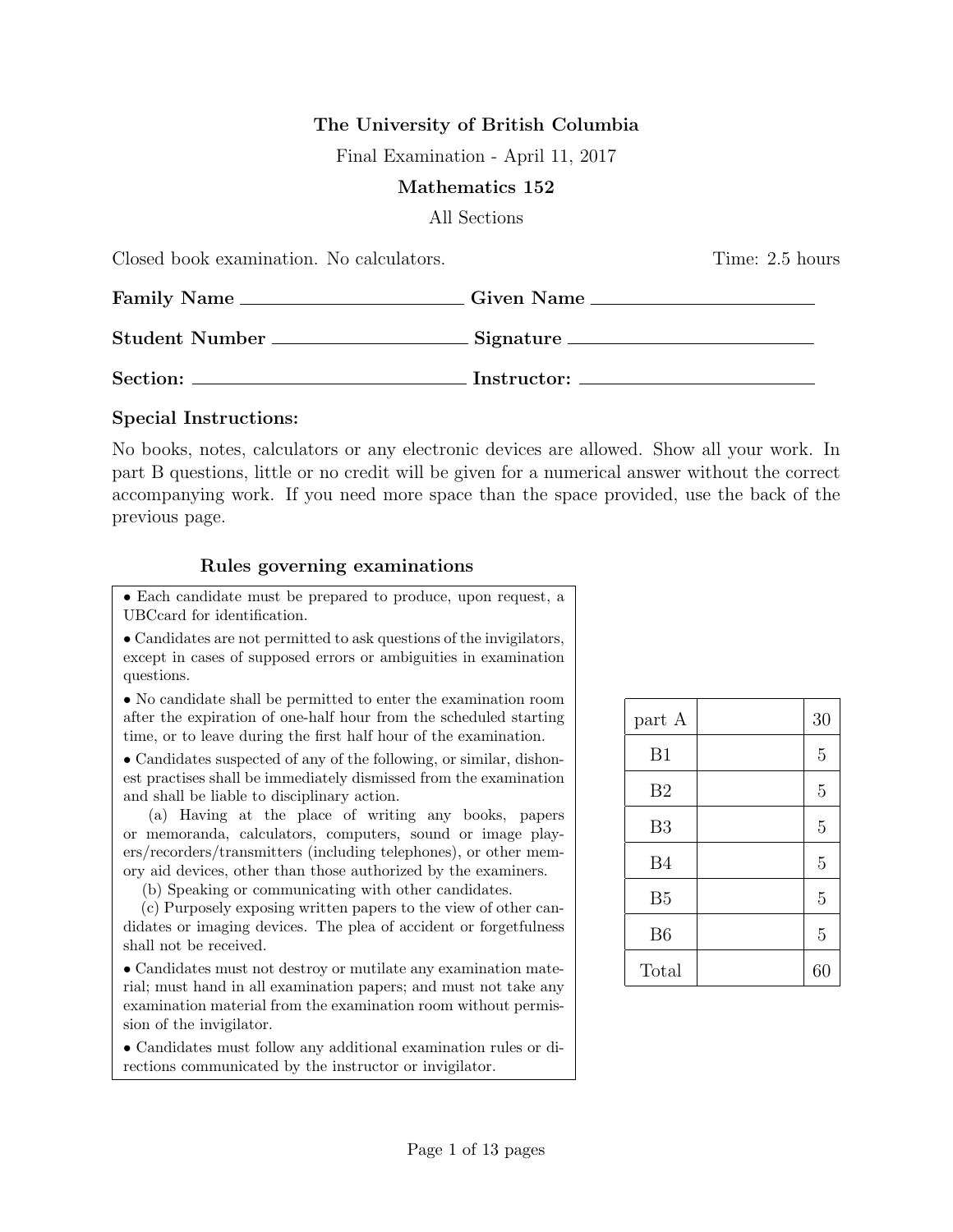**The University of British Columbia**

Final Examination - April 11, 2017

**Mathematics 152**

All Sections

Closed book examination. No calculators. Time: 2.5 hours

**Family Name** \_\_\_\_\_\_\_\_\_\_\_\_\_\_\_\_\_\_\_\_ **Given Name** \_\_\_\_\_\_\_\_\_\_\_\_\_\_\_\_\_\_\_\_

**Student Number** \_\_\_\_\_\_\_\_\_\_\_\_\_\_\_\_\_\_\_\_ **Signature** \_\_\_\_\_\_\_\_\_\_\_\_\_\_\_\_\_\_\_\_

**Section:** \_\_\_\_\_\_\_\_\_\_\_\_\_\_\_\_\_\_\_\_ **Instructor:** \_\_\_\_\_\_\_\_\_\_\_\_\_\_\_\_\_\_\_\_

### Special Instructions:

No books, notes, calculators or any electronic devices are allowed. Show all your work. In part B questions, little or no credit will be given for a numerical answer without the correct accompanying work. If you need more space than the space provided, use the back of the previous page.

### Rules governing examinations

- Each candidate must be prepared to produce, upon request, a UBCcard for identification.
- Candidates are not permitted to ask questions of the invigilators, except in cases of supposed errors or ambiguities in examination questions.
- No candidate shall be permitted to enter the examination room after the expiration of one-half hour from the scheduled starting time, or to leave during the first half hour of the examination.
- Candidates suspected of any of the following, or similar, dishonest practises shall be immediately dismissed from the examination and shall be liable to disciplinary action.
  - (a) Having at the place of writing any books, papers or memoranda, calculators, computers, sound or image players/recorders/transmitters (including telephones), or other memory aid devices, other than those authorized by the examiners.
  - (b) Speaking or communicating with other candidates.
  - (c) Purposely exposing written papers to the view of other candidates or imaging devices. The plea of accident or forgetfulness shall not be received.
- Candidates must not destroy or mutilate any examination material; must hand in all examination papers; and must not take any examination material from the examination room without permission of the invigilator.
- Candidates must follow any additional examination rules or directions communicated by the instructor or invigilator.

| | | |
|---|---|---|
| part A | | 30 |
| B1 | | 5 |
| B2 | | 5 |
| B3 | | 5 |
| B4 | | 5 |
| B5 | | 5 |
| B6 | | 5 |
| Total | | 60 |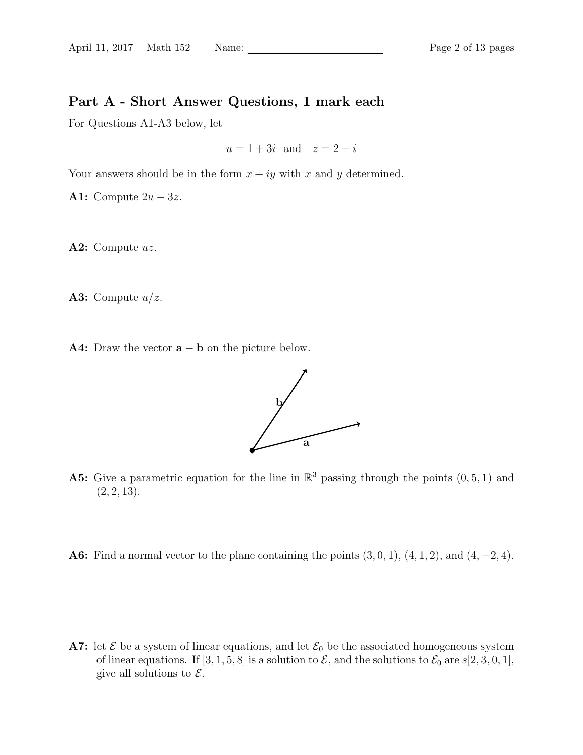## Part A - Short Answer Questions, 1 mark each

For Questions A1-A3 below, let

$$u = 1 + 3i \quad \text{and} \quad z = 2 - i$$

Your answers should be in the form $x + iy$ with $x$ and $y$ determined.

**A1:** Compute $2u - 3z$.

**A2:** Compute $uz$.

**A3:** Compute $u/z$.

**A4:** Draw the vector $\mathbf{a} - \mathbf{b}$ on the picture below.

**A5:** Give a parametric equation for the line in $\mathbb{R}^3$ passing through the points $(0, 5, 1)$ and $(2, 2, 13)$.

**A6:** Find a normal vector to the plane containing the points $(3, 0, 1)$, $(4, 1, 2)$, and $(4, -2, 4)$.

**A7:** let $\mathcal{E}$ be a system of linear equations, and let $\mathcal{E}_0$ be the associated homogeneous system of linear equations. If $[3, 1, 5, 8]$ is a solution to $\mathcal{E}$, and the solutions to $\mathcal{E}_0$ are $s[2, 3, 0, 1]$, give all solutions to $\mathcal{E}$.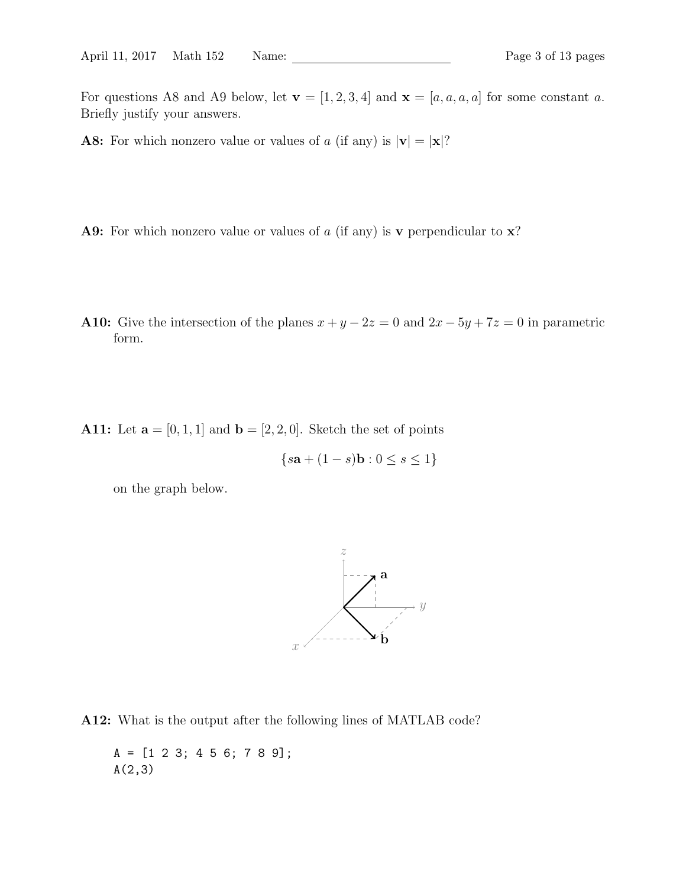For questions A8 and A9 below, let $\mathbf{v} = [1, 2, 3, 4]$ and $\mathbf{x} = [a, a, a, a]$ for some constant $a$. Briefly justify your answers.

**A8:** For which nonzero value or values of $a$ (if any) is $|\mathbf{v}| = |\mathbf{x}|$?

**A9:** For which nonzero value or values of $a$ (if any) is $\mathbf{v}$ perpendicular to $\mathbf{x}$?

**A10:** Give the intersection of the planes $x + y - 2z = 0$ and $2x - 5y + 7z = 0$ in parametric form.

**A11:** Let $\mathbf{a} = [0, 1, 1]$ and $\mathbf{b} = [2, 2, 0]$. Sketch the set of points

$$\{s\mathbf{a} + (1 - s)\mathbf{b} : 0 \leq s \leq 1\}$$

on the graph below.

**A12:** What is the output after the following lines of MATLAB code?

```
A = [1 2 3; 4 5 6; 7 8 9];
A(2,3)
```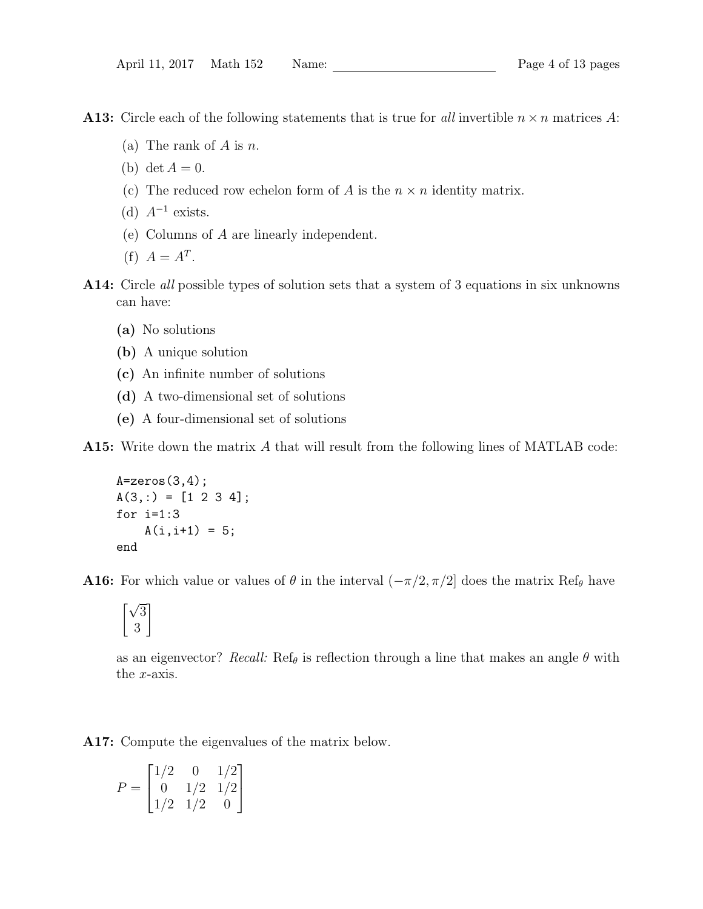**A13:** Circle each of the following statements that is true for *all* invertible $n \times n$ matrices $A$:

(a) The rank of $A$ is $n$.

(b) $\det A = 0$.

(c) The reduced row echelon form of $A$ is the $n \times n$ identity matrix.

(d) $A^{-1}$ exists.

(e) Columns of $A$ are linearly independent.

(f) $A = A^T$.

**A14:** Circle *all* possible types of solution sets that a system of 3 equations in six unknowns can have:

**(a)** No solutions

**(b)** A unique solution

**(c)** An infinite number of solutions

**(d)** A two-dimensional set of solutions

**(e)** A four-dimensional set of solutions

**A15:** Write down the matrix $A$ that will result from the following lines of MATLAB code:

```
A=zeros(3,4);
A(3,:) = [1 2 3 4];
for i=1:3
    A(i,i+1) = 5;
end
```

**A16:** For which value or values of $\theta$ in the interval $(-\pi/2, \pi/2]$ does the matrix $\text{Ref}_\theta$ have

$$\begin{bmatrix} \sqrt{3} \\ 3 \end{bmatrix}$$

as an eigenvector? *Recall:* $\text{Ref}_\theta$ is reflection through a line that makes an angle $\theta$ with the $x$-axis.

**A17:** Compute the eigenvalues of the matrix below.

$$P = \begin{bmatrix} 1/2 & 0 & 1/2 \\ 0 & 1/2 & 1/2 \\ 1/2 & 1/2 & 0 \end{bmatrix}$$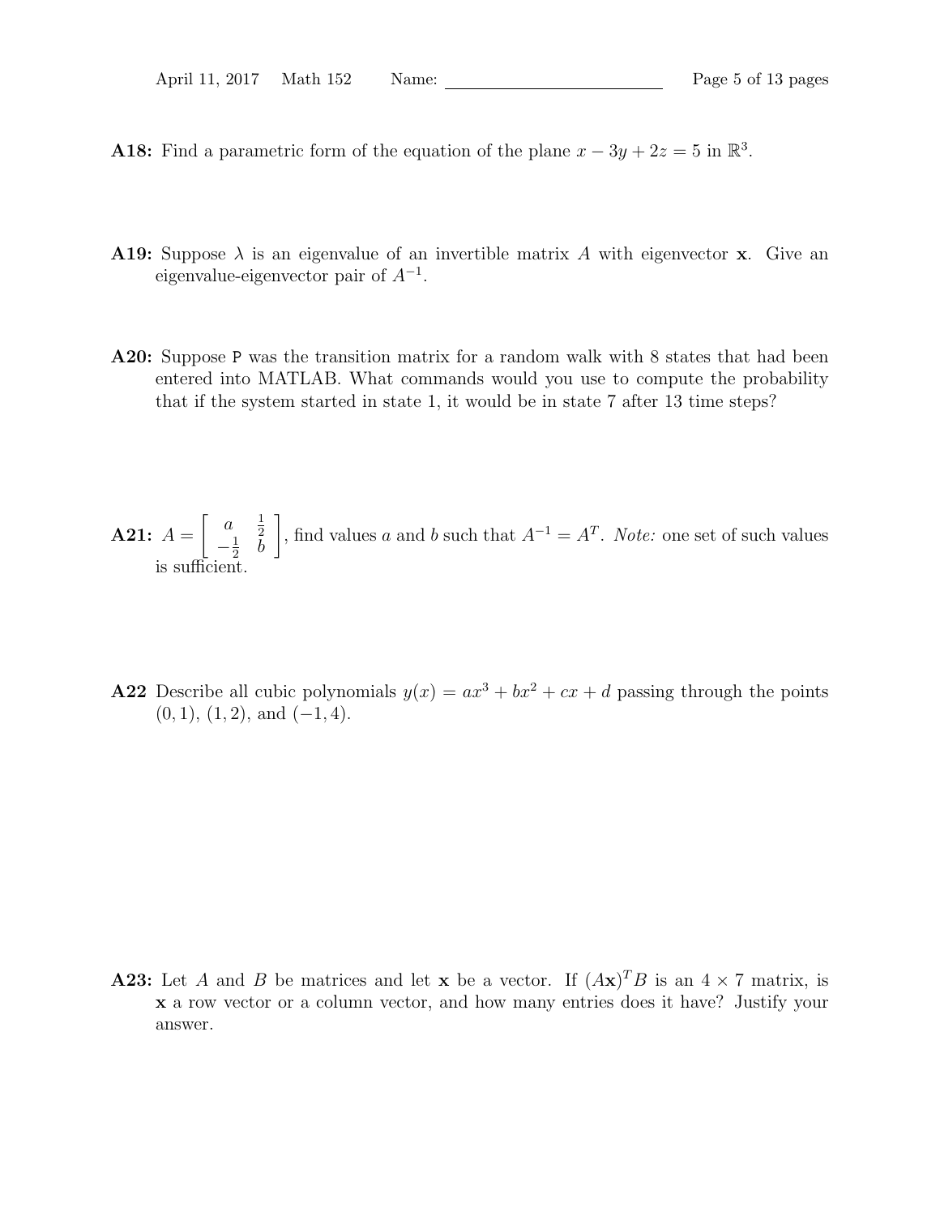**A18:** Find a parametric form of the equation of the plane $x - 3y + 2z = 5$ in $\mathbb{R}^3$.

**A19:** Suppose $\lambda$ is an eigenvalue of an invertible matrix $A$ with eigenvector $\mathbf{x}$. Give an eigenvalue-eigenvector pair of $A^{-1}$.

**A20:** Suppose `P` was the transition matrix for a random walk with 8 states that had been entered into MATLAB. What commands would you use to compute the probability that if the system started in state 1, it would be in state 7 after 13 time steps?

**A21:** $A = \begin{bmatrix} a & \frac{1}{2} \\ -\frac{1}{2} & b \end{bmatrix}$, find values $a$ and $b$ such that $A^{-1} = A^T$. *Note:* one set of such values is sufficient.

**A22** Describe all cubic polynomials $y(x) = ax^3 + bx^2 + cx + d$ passing through the points $(0, 1)$, $(1, 2)$, and $(-1, 4)$.

**A23:** Let $A$ and $B$ be matrices and let $\mathbf{x}$ be a vector. If $(A\mathbf{x})^T B$ is an $4 \times 7$ matrix, is $\mathbf{x}$ a row vector or a column vector, and how many entries does it have? Justify your answer.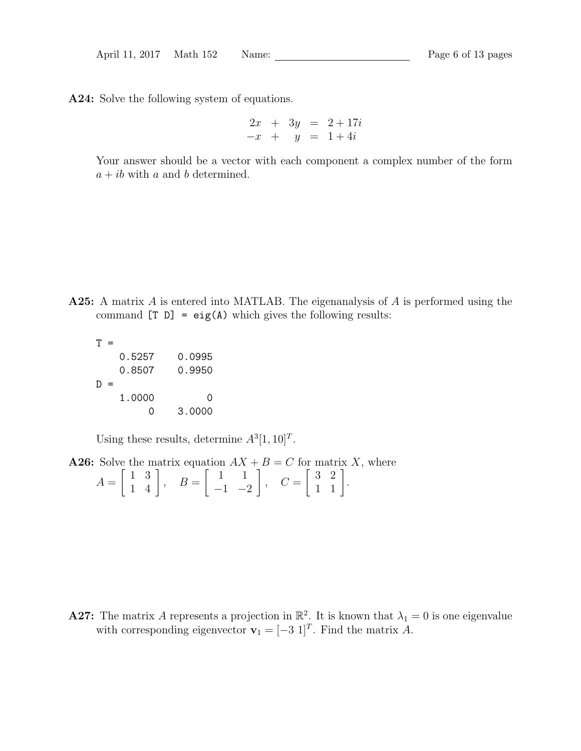**A24:** Solve the following system of equations.

$$\begin{array}{rcrcl} 2x & + & 3y & = & 2+17i \\ -x & + & y & = & 1+4i \end{array}$$

Your answer should be a vector with each component a complex number of the form $a+ib$ with $a$ and $b$ determined.

**A25:** A matrix $A$ is entered into MATLAB. The eigenanalysis of $A$ is performed using the command `[T D] = eig(A)` which gives the following results:

```
T =
    0.5257    0.0995
    0.8507    0.9950
D =
    1.0000         0
         0    3.0000
```

Using these results, determine $A^3[1, 10]^T$.

**A26:** Solve the matrix equation $AX + B = C$ for matrix $X$, where $A = \begin{bmatrix} 1 & 3 \\ 1 & 4 \end{bmatrix}$, $B = \begin{bmatrix} 1 & 1 \\ -1 & -2 \end{bmatrix}$, $C = \begin{bmatrix} 3 & 2 \\ 1 & 1 \end{bmatrix}$.

**A27:** The matrix $A$ represents a projection in $\mathbb{R}^2$. It is known that $\lambda_1 = 0$ is one eigenvalue with corresponding eigenvector $\mathbf{v}_1 = [-3\ 1]^T$. Find the matrix $A$.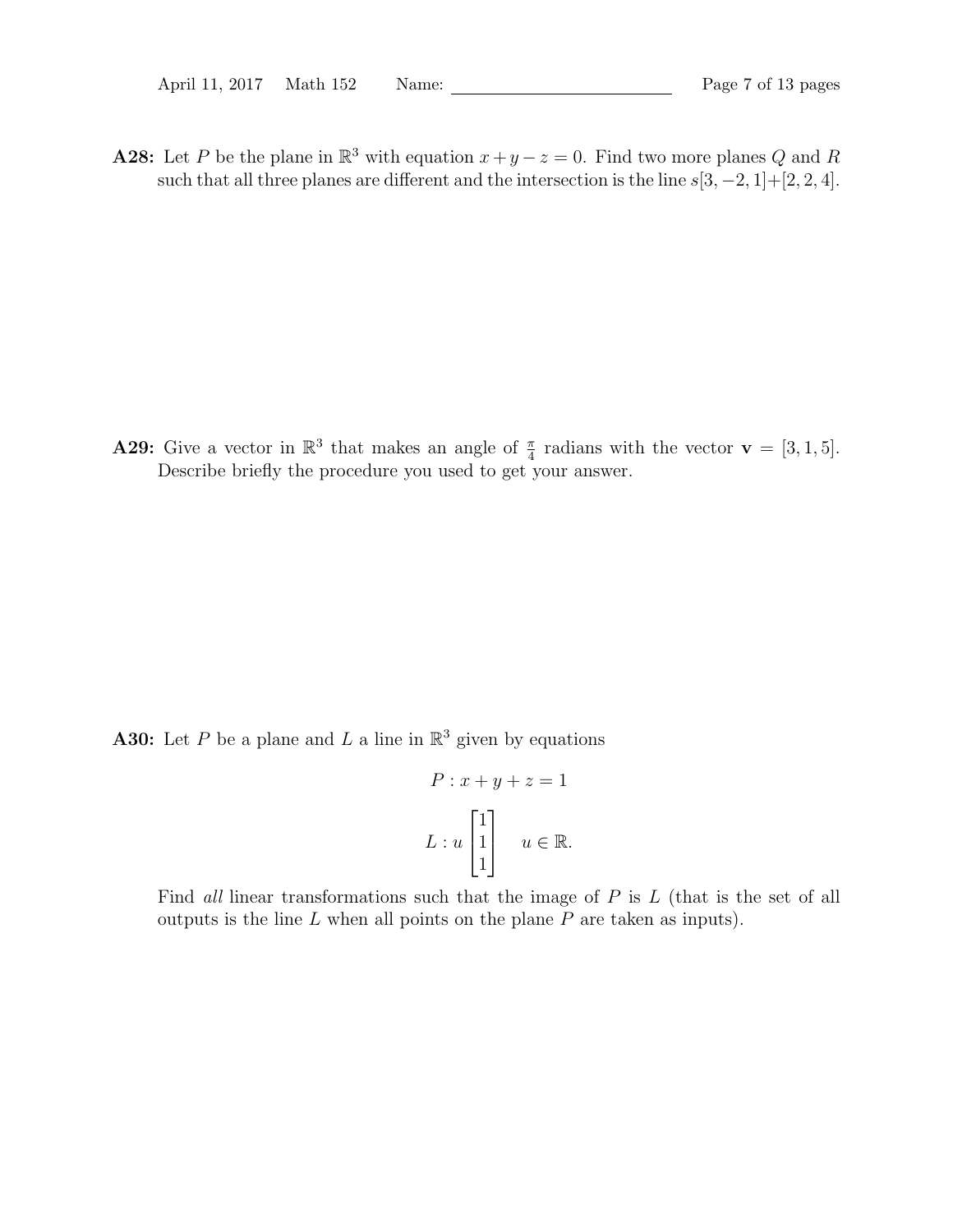**A28:** Let $P$ be the plane in $\mathbb{R}^3$ with equation $x + y - z = 0$. Find two more planes $Q$ and $R$ such that all three planes are different and the intersection is the line $s[3, -2, 1] + [2, 2, 4]$.

**A29:** Give a vector in $\mathbb{R}^3$ that makes an angle of $\frac{\pi}{4}$ radians with the vector $\mathbf{v} = [3, 1, 5]$. Describe briefly the procedure you used to get your answer.

**A30:** Let $P$ be a plane and $L$ a line in $\mathbb{R}^3$ given by equations

$$P : x + y + z = 1$$

$$L : u \begin{bmatrix} 1 \\ 1 \\ 1 \end{bmatrix} \quad u \in \mathbb{R}.$$

Find *all* linear transformations such that the image of $P$ is $L$ (that is the set of all outputs is the line $L$ when all points on the plane $P$ are taken as inputs).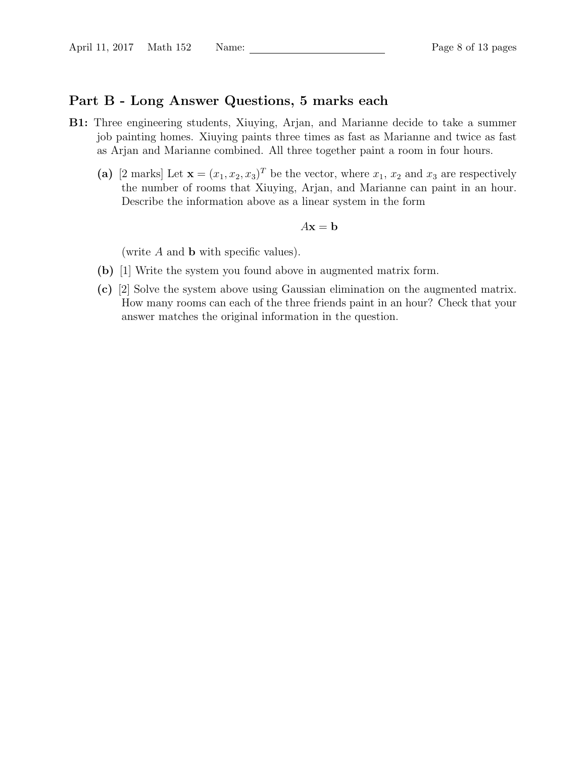## Part B - Long Answer Questions, 5 marks each

**B1:** Three engineering students, Xiuying, Arjan, and Marianne decide to take a summer job painting homes. Xiuying paints three times as fast as Marianne and twice as fast as Arjan and Marianne combined. All three together paint a room in four hours.

**(a)** [2 marks] Let $\mathbf{x} = (x_1, x_2, x_3)^T$ be the vector, where $x_1$, $x_2$ and $x_3$ are respectively the number of rooms that Xiuying, Arjan, and Marianne can paint in an hour. Describe the information above as a linear system in the form

$$A\mathbf{x} = \mathbf{b}$$

(write $A$ and $\mathbf{b}$ with specific values).

**(b)** [1] Write the system you found above in augmented matrix form.

**(c)** [2] Solve the system above using Gaussian elimination on the augmented matrix. How many rooms can each of the three friends paint in an hour? Check that your answer matches the original information in the question.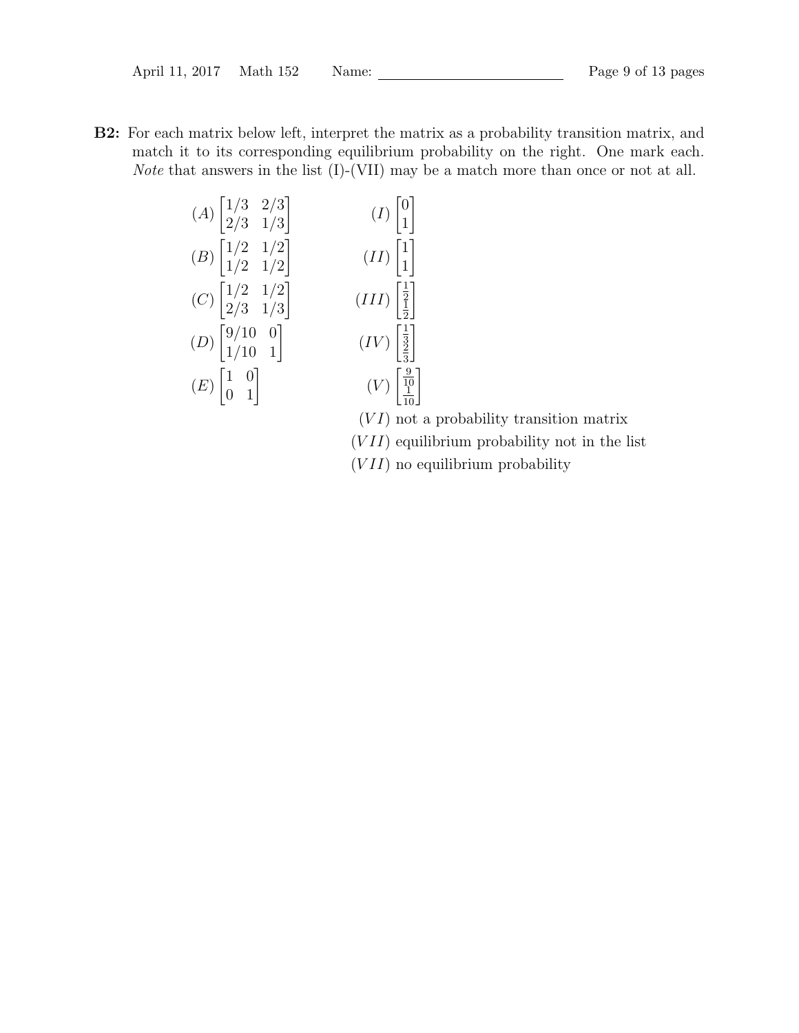**B2:** For each matrix below left, interpret the matrix as a probability transition matrix, and match it to its corresponding equilibrium probability on the right. One mark each. *Note* that answers in the list (I)-(VII) may be a match more than once or not at all.

$(A) \begin{bmatrix} 1/3 & 2/3 \\ 2/3 & 1/3 \end{bmatrix}$ $\qquad (I) \begin{bmatrix} 0 \\ 1 \end{bmatrix}$

$(B) \begin{bmatrix} 1/2 & 1/2 \\ 1/2 & 1/2 \end{bmatrix}$ $\qquad (II) \begin{bmatrix} 1 \\ 1 \end{bmatrix}$

$(C) \begin{bmatrix} 1/2 & 1/2 \\ 2/3 & 1/3 \end{bmatrix}$ $\qquad (III) \begin{bmatrix} \frac{1}{2} \\ \frac{1}{2} \end{bmatrix}$

$(D) \begin{bmatrix} 9/10 & 0 \\ 1/10 & 1 \end{bmatrix}$ $\qquad (IV) \begin{bmatrix} \frac{1}{3} \\ \frac{2}{3} \end{bmatrix}$

$(E) \begin{bmatrix} 1 & 0 \\ 0 & 1 \end{bmatrix}$ $\qquad (V) \begin{bmatrix} \frac{9}{10} \\ \frac{1}{10} \end{bmatrix}$

$(VI)$ not a probability transition matrix

$(VII)$ equilibrium probability not in the list

$(VII)$ no equilibrium probability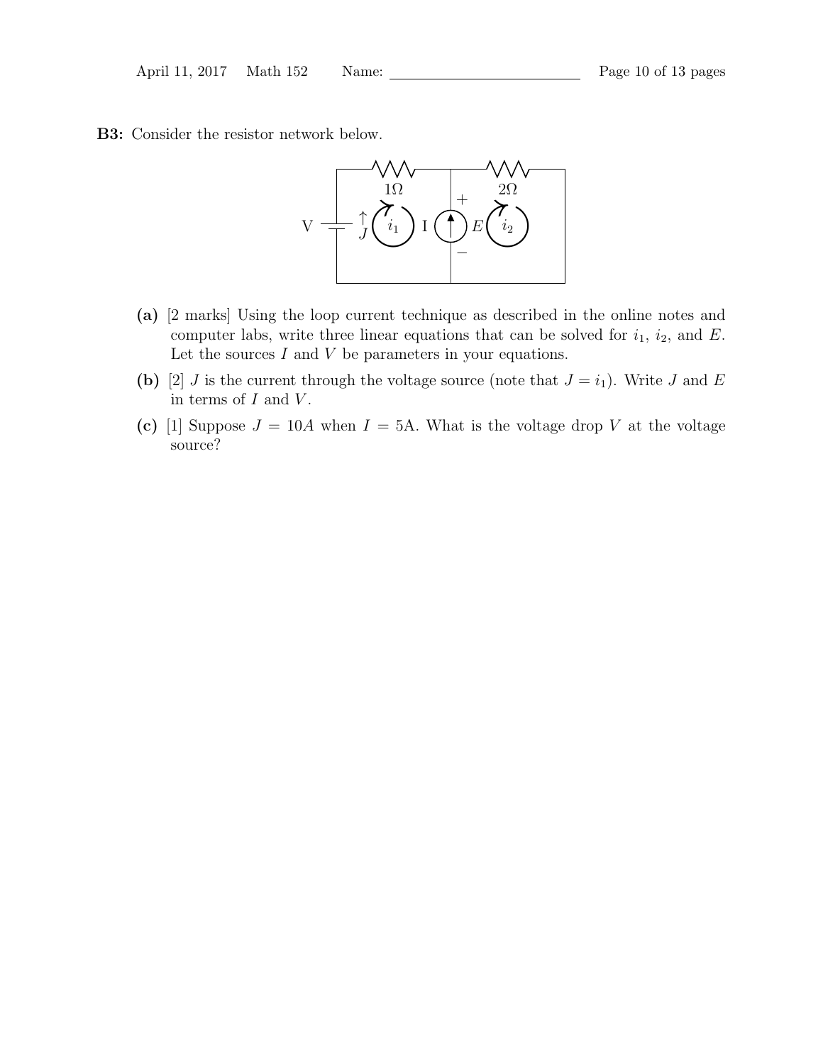**B3:** Consider the resistor network below.

**(a)** [2 marks] Using the loop current technique as described in the online notes and computer labs, write three linear equations that can be solved for $i_1$, $i_2$, and $E$. Let the sources $I$ and $V$ be parameters in your equations.

**(b)** [2] $J$ is the current through the voltage source (note that $J = i_1$). Write $J$ and $E$ in terms of $I$ and $V$.

**(c)** [1] Suppose $J = 10A$ when $I = 5$A. What is the voltage drop $V$ at the voltage source?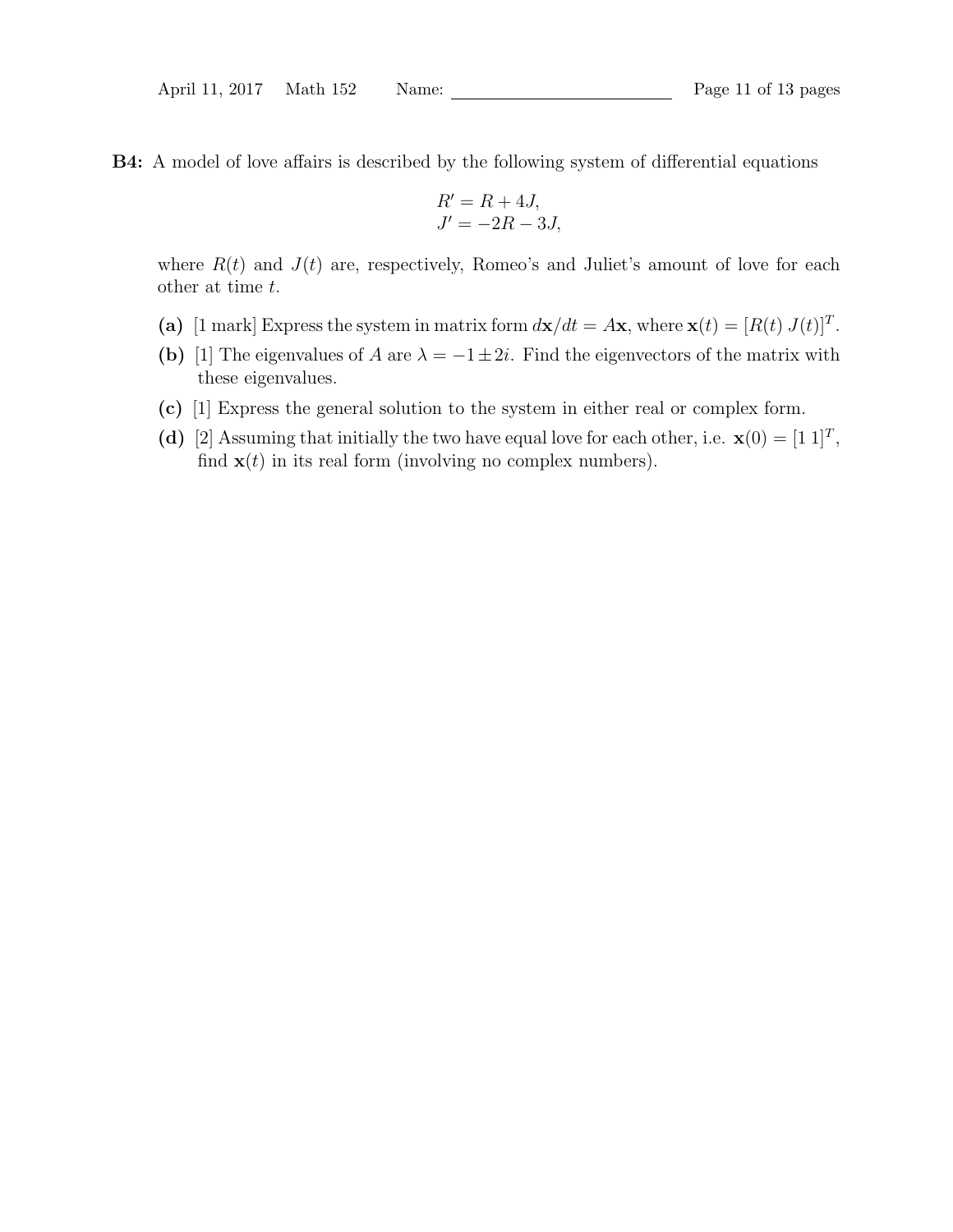**B4:** A model of love affairs is described by the following system of differential equations

$$R' = R + 4J,$$
$$J' = -2R - 3J,$$

where $R(t)$ and $J(t)$ are, respectively, Romeo's and Juliet's amount of love for each other at time $t$.

**(a)** [1 mark] Express the system in matrix form $d\mathbf{x}/dt = A\mathbf{x}$, where $\mathbf{x}(t) = [R(t)\ J(t)]^T$.

**(b)** [1] The eigenvalues of $A$ are $\lambda = -1 \pm 2i$. Find the eigenvectors of the matrix with these eigenvalues.

**(c)** [1] Express the general solution to the system in either real or complex form.

**(d)** [2] Assuming that initially the two have equal love for each other, i.e. $\mathbf{x}(0) = [1\ 1]^T$, find $\mathbf{x}(t)$ in its real form (involving no complex numbers).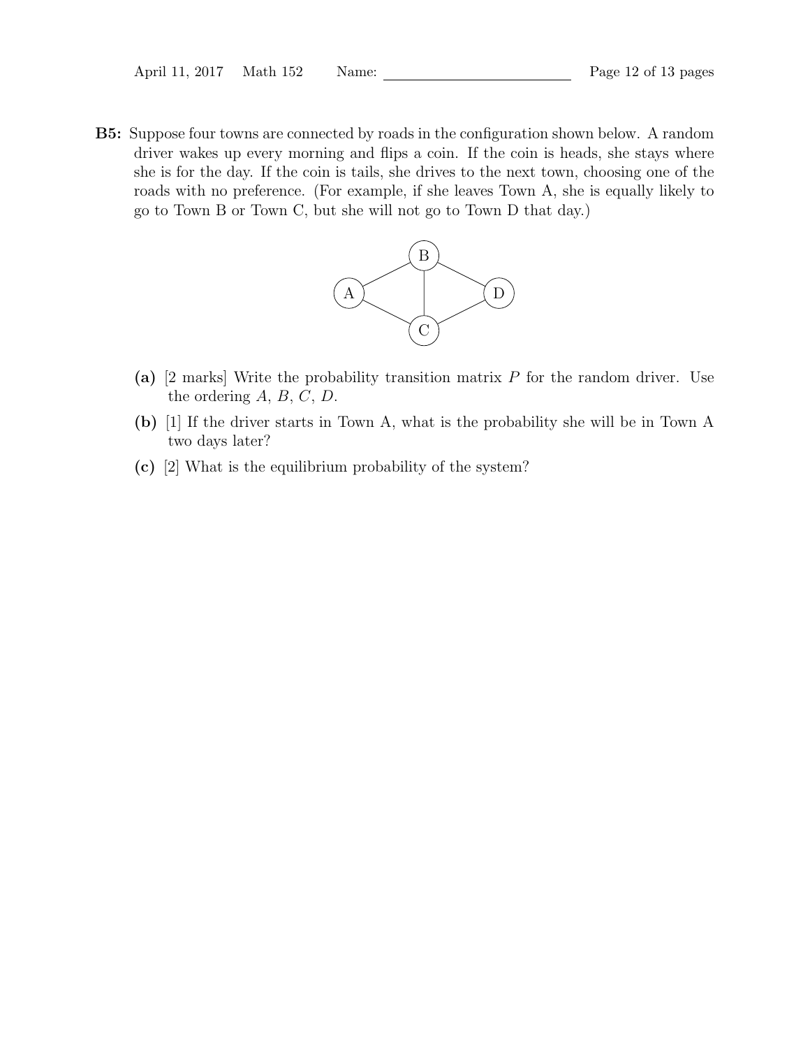**B5:** Suppose four towns are connected by roads in the configuration shown below. A random driver wakes up every morning and flips a coin. If the coin is heads, she stays where she is for the day. If the coin is tails, she drives to the next town, choosing one of the roads with no preference. (For example, if she leaves Town A, she is equally likely to go to Town B or Town C, but she will not go to Town D that day.)

**(a)** [2 marks] Write the probability transition matrix $P$ for the random driver. Use the ordering $A$, $B$, $C$, $D$.

**(b)** [1] If the driver starts in Town A, what is the probability she will be in Town A two days later?

**(c)** [2] What is the equilibrium probability of the system?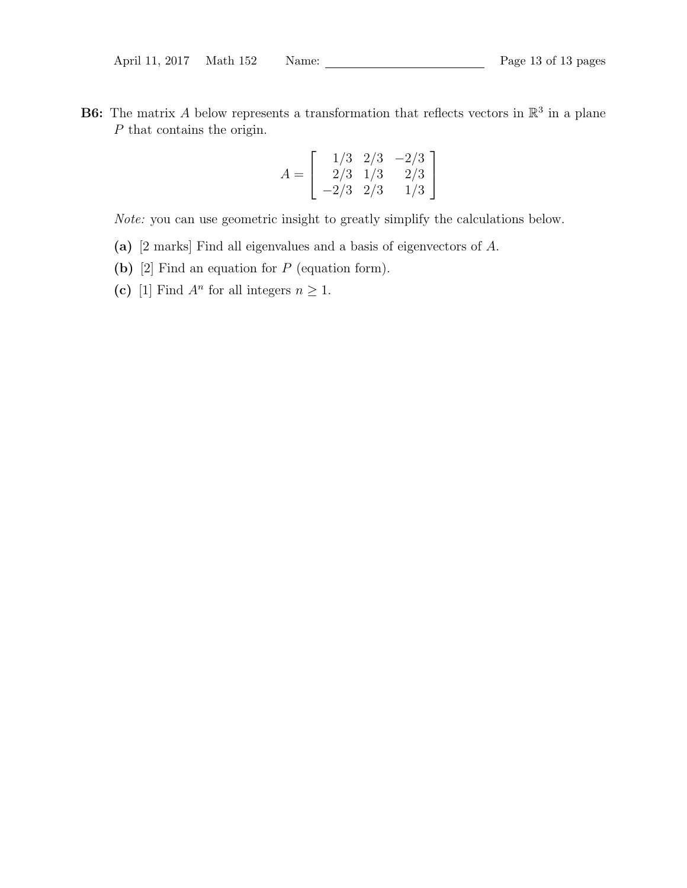**B6:** The matrix $A$ below represents a transformation that reflects vectors in $\mathbb{R}^3$ in a plane $P$ that contains the origin.

$$A = \begin{bmatrix} 1/3 & 2/3 & -2/3 \\ 2/3 & 1/3 & 2/3 \\ -2/3 & 2/3 & 1/3 \end{bmatrix}$$

*Note:* you can use geometric insight to greatly simplify the calculations below.

**(a)** [2 marks] Find all eigenvalues and a basis of eigenvectors of $A$.

**(b)** [2] Find an equation for $P$ (equation form).

**(c)** [1] Find $A^n$ for all integers $n \geq 1$.